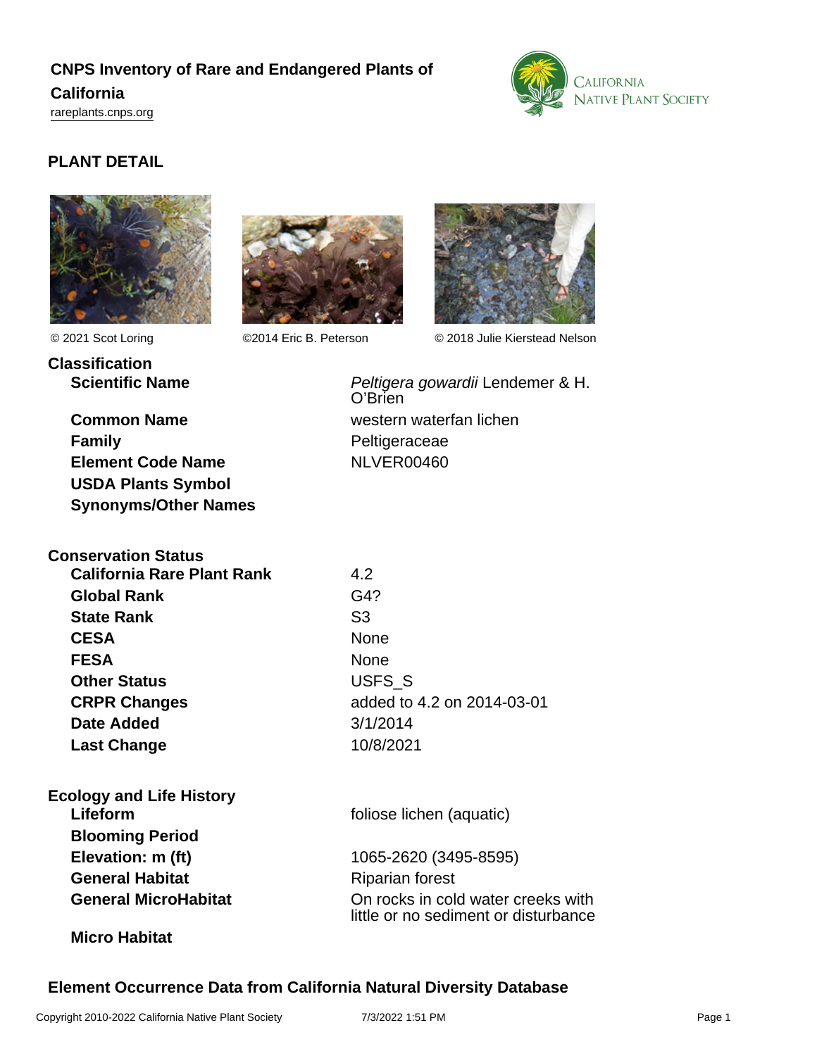# CNPS Inventory of Rare and Endangered Plants of California

rareplants.cnps.org

## PLANT DETAIL

© 2021 Scot Loring

©2014 Eric B. Peterson

© 2018 Julie Kierstead Nelson

### Classification

| | |
|---|---|
| **Scientific Name** | *Peltigera gowardii* Lendemer & H. O'Brien |
| **Common Name** | western waterfan lichen |
| **Family** | Peltigeraceae |
| **Element Code Name** | NLVER00460 |
| **USDA Plants Symbol** | |
| **Synonyms/Other Names** | |

### Conservation Status

| | |
|---|---|
| **California Rare Plant Rank** | 4.2 |
| **Global Rank** | G4? |
| **State Rank** | S3 |
| **CESA** | None |
| **FESA** | None |
| **Other Status** | USFS_S |
| **CRPR Changes** | added to 4.2 on 2014-03-01 |
| **Date Added** | 3/1/2014 |
| **Last Change** | 10/8/2021 |

### Ecology and Life History

| | |
|---|---|
| **Lifeform** | foliose lichen (aquatic) |
| **Blooming Period** | |
| **Elevation: m (ft)** | 1065-2620 (3495-8595) |
| **General Habitat** | Riparian forest |
| **General MicroHabitat** | On rocks in cold water creeks with little or no sediment or disturbance |
| **Micro Habitat** | |

### Element Occurrence Data from California Natural Diversity Database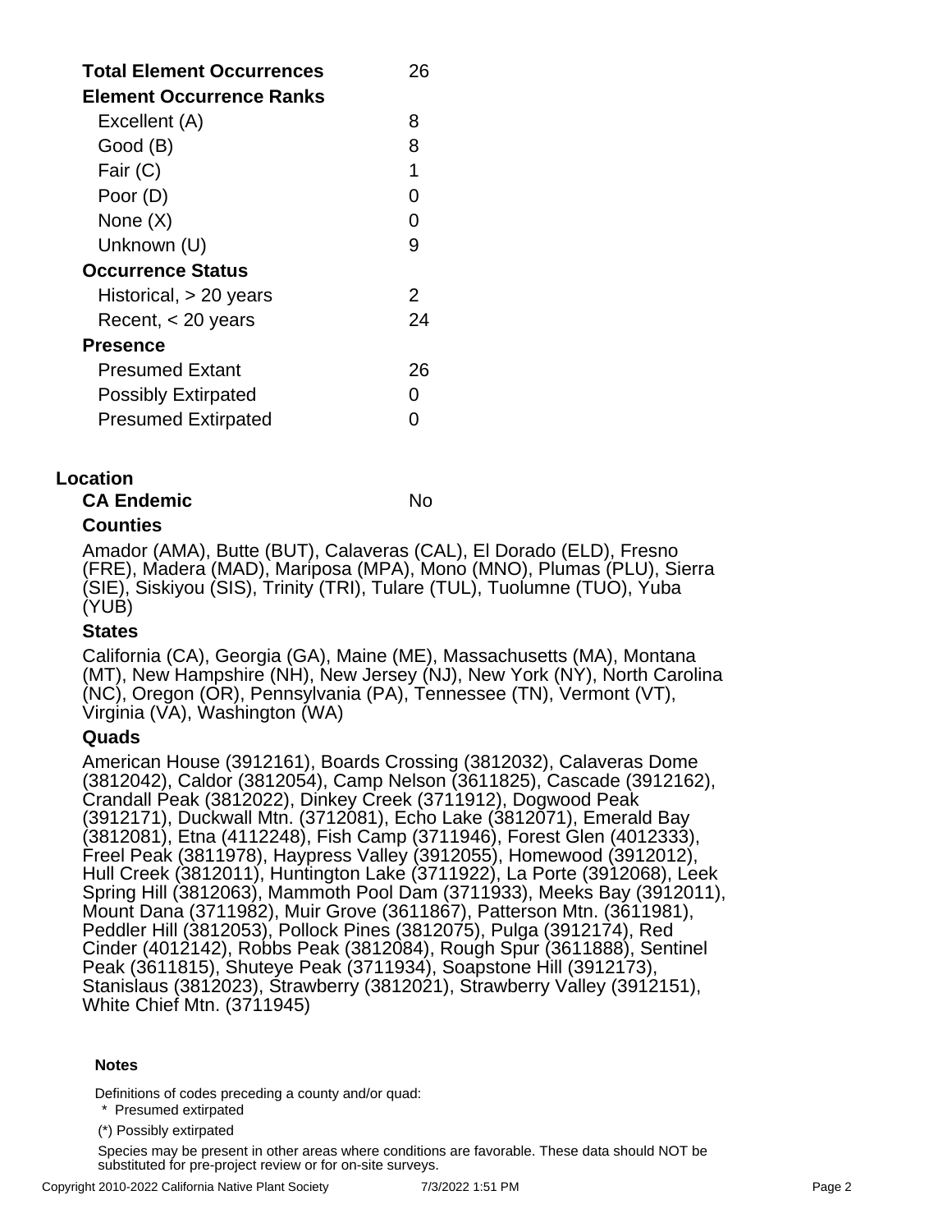| | |
|---|---|
| **Total Element Occurrences** | 26 |
| **Element Occurrence Ranks** | |
| Excellent (A) | 8 |
| Good (B) | 8 |
| Fair (C) | 1 |
| Poor (D) | 0 |
| None (X) | 0 |
| Unknown (U) | 9 |
| **Occurrence Status** | |
| Historical, > 20 years | 2 |
| Recent, < 20 years | 24 |
| **Presence** | |
| Presumed Extant | 26 |
| Possibly Extirpated | 0 |
| Presumed Extirpated | 0 |

## Location

**CA Endemic** No

### Counties

Amador (AMA), Butte (BUT), Calaveras (CAL), El Dorado (ELD), Fresno (FRE), Madera (MAD), Mariposa (MPA), Mono (MNO), Plumas (PLU), Sierra (SIE), Siskiyou (SIS), Trinity (TRI), Tulare (TUL), Tuolumne (TUO), Yuba (YUB)

### States

California (CA), Georgia (GA), Maine (ME), Massachusetts (MA), Montana (MT), New Hampshire (NH), New Jersey (NJ), New York (NY), North Carolina (NC), Oregon (OR), Pennsylvania (PA), Tennessee (TN), Vermont (VT), Virginia (VA), Washington (WA)

### Quads

American House (3912161), Boards Crossing (3812032), Calaveras Dome (3812042), Caldor (3812054), Camp Nelson (3611825), Cascade (3912162), Crandall Peak (3812022), Dinkey Creek (3711912), Dogwood Peak (3912171), Duckwall Mtn. (3712081), Echo Lake (3812071), Emerald Bay (3812081), Etna (4112248), Fish Camp (3711946), Forest Glen (4012333), Freel Peak (3811978), Haypress Valley (3912055), Homewood (3912012), Hull Creek (3812011), Huntington Lake (3711922), La Porte (3912068), Leek Spring Hill (3812063), Mammoth Pool Dam (3711933), Meeks Bay (3912011), Mount Dana (3711982), Muir Grove (3611867), Patterson Mtn. (3611981), Peddler Hill (3812053), Pollock Pines (3812075), Pulga (3912174), Red Cinder (4012142), Robbs Peak (3812084), Rough Spur (3611888), Sentinel Peak (3611815), Shuteye Peak (3711934), Soapstone Hill (3912173), Stanislaus (3812023), Strawberry (3812021), Strawberry Valley (3912151), White Chief Mtn. (3711945)

#### Notes

Definitions of codes preceding a county and/or quad:

* Presumed extirpated

(*) Possibly extirpated

Species may be present in other areas where conditions are favorable. These data should NOT be substituted for pre-project review or for on-site surveys.

Copyright 2010-2022 California Native Plant Society 7/3/2022 1:51 PM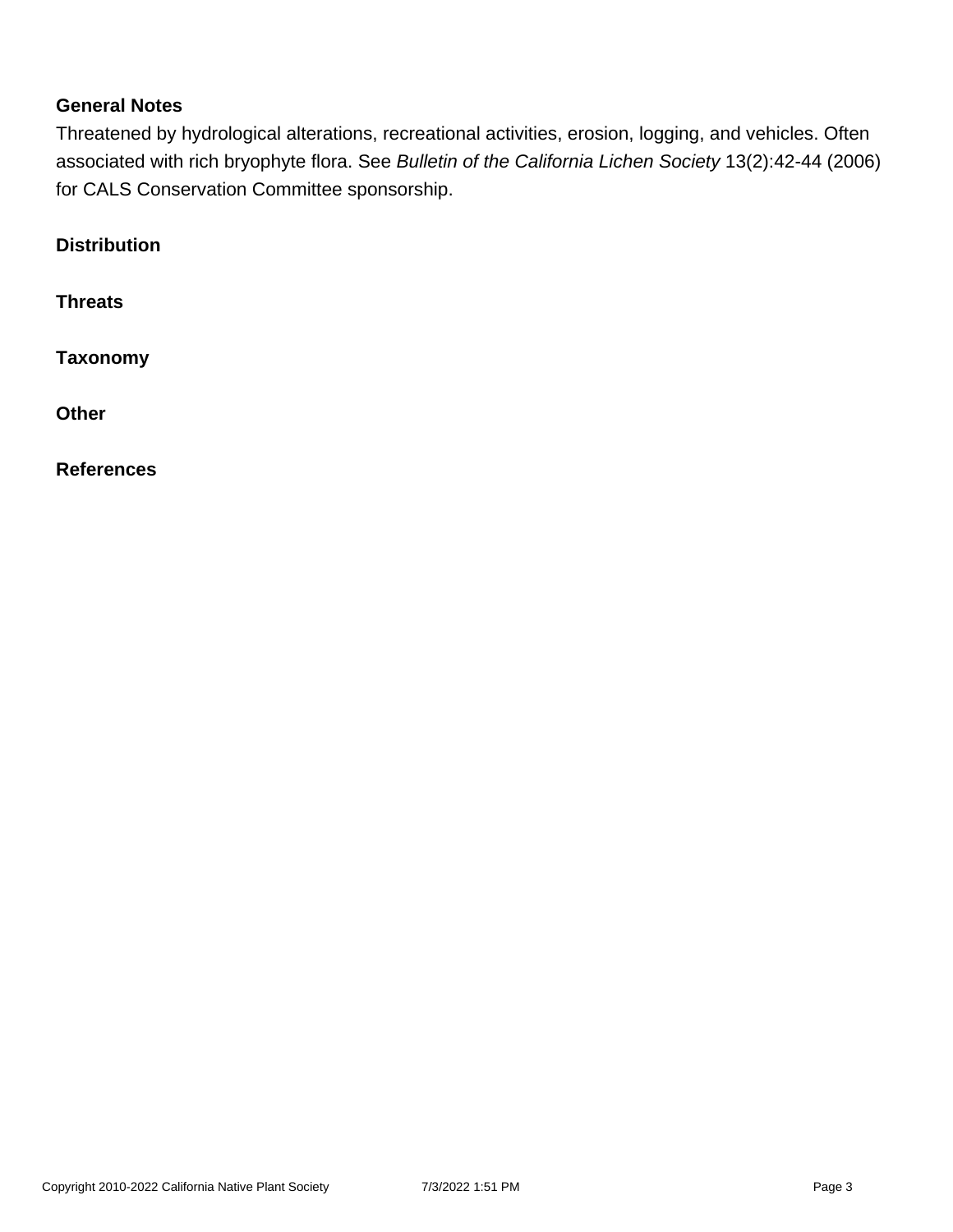**General Notes**

Threatened by hydrological alterations, recreational activities, erosion, logging, and vehicles. Often associated with rich bryophyte flora. See *Bulletin of the California Lichen Society* 13(2):42-44 (2006) for CALS Conservation Committee sponsorship.

**Distribution**

**Threats**

**Taxonomy**

**Other**

**References**